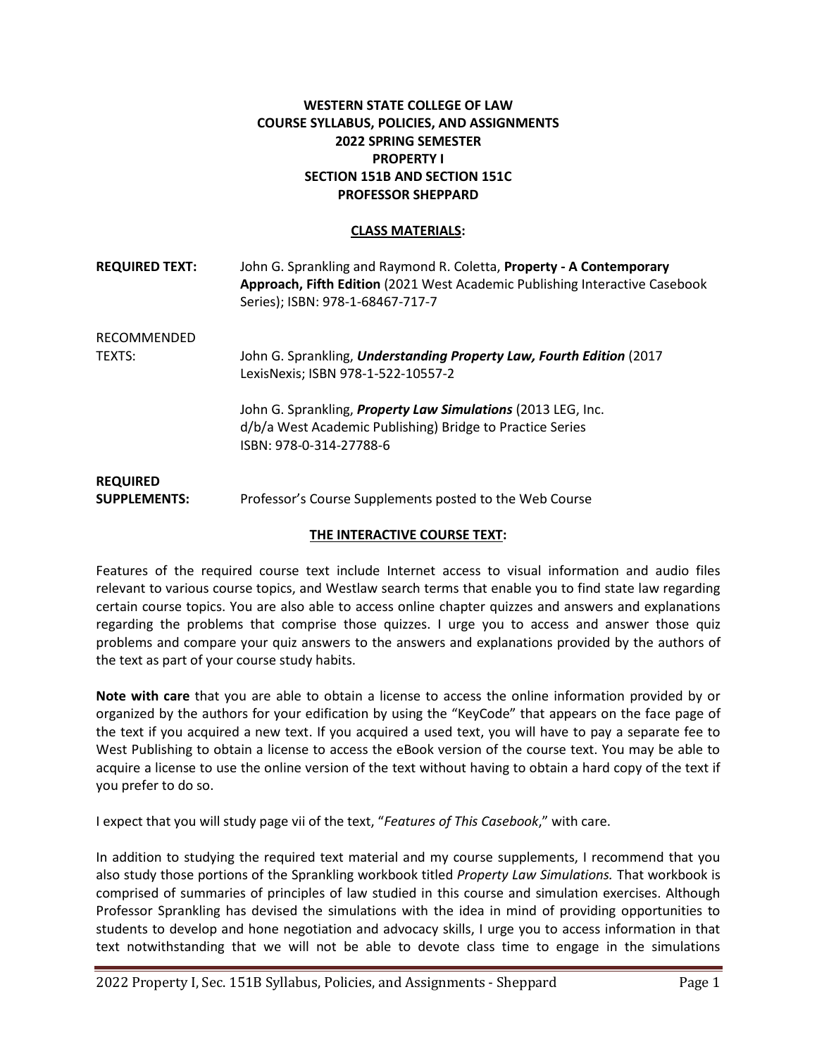**WESTERN STATE COLLEGE OF LAW**
**COURSE SYLLABUS, POLICIES, AND ASSIGNMENTS**
**2022 SPRING SEMESTER**
**PROPERTY I**
**SECTION 151B AND SECTION 151C**
**PROFESSOR SHEPPARD**

## CLASS MATERIALS:

**REQUIRED TEXT:** John G. Sprankling and Raymond R. Coletta, **Property - A Contemporary Approach, Fifth Edition** (2021 West Academic Publishing Interactive Casebook Series); ISBN: 978-1-68467-717-7

RECOMMENDED TEXTS: John G. Sprankling, ***Understanding Property Law, Fourth Edition*** (2017 LexisNexis; ISBN 978-1-522-10557-2

John G. Sprankling, ***Property Law Simulations*** (2013 LEG, Inc. d/b/a West Academic Publishing) Bridge to Practice Series ISBN: 978-0-314-27788-6

**REQUIRED SUPPLEMENTS:** Professor's Course Supplements posted to the Web Course

## THE INTERACTIVE COURSE TEXT:

Features of the required course text include Internet access to visual information and audio files relevant to various course topics, and Westlaw search terms that enable you to find state law regarding certain course topics. You are also able to access online chapter quizzes and answers and explanations regarding the problems that comprise those quizzes. I urge you to access and answer those quiz problems and compare your quiz answers to the answers and explanations provided by the authors of the text as part of your course study habits.

**Note with care** that you are able to obtain a license to access the online information provided by or organized by the authors for your edification by using the "KeyCode" that appears on the face page of the text if you acquired a new text. If you acquired a used text, you will have to pay a separate fee to West Publishing to obtain a license to access the eBook version of the course text. You may be able to acquire a license to use the online version of the text without having to obtain a hard copy of the text if you prefer to do so.

I expect that you will study page vii of the text, "*Features of This Casebook*," with care.

In addition to studying the required text material and my course supplements, I recommend that you also study those portions of the Sprankling workbook titled *Property Law Simulations.* That workbook is comprised of summaries of principles of law studied in this course and simulation exercises. Although Professor Sprankling has devised the simulations with the idea in mind of providing opportunities to students to develop and hone negotiation and advocacy skills, I urge you to access information in that text notwithstanding that we will not be able to devote class time to engage in the simulations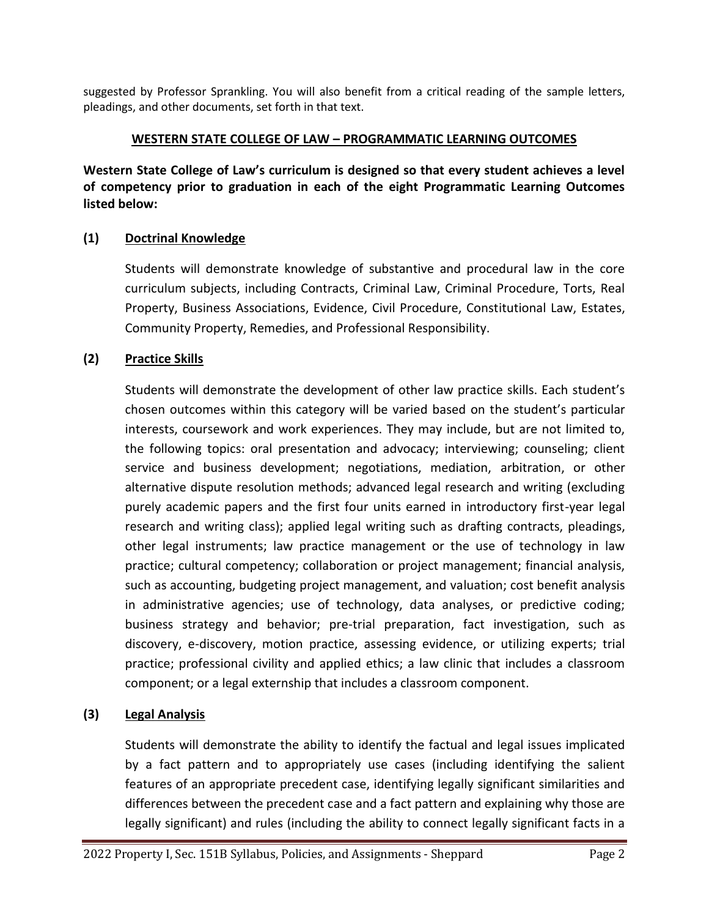suggested by Professor Sprankling. You will also benefit from a critical reading of the sample letters, pleadings, and other documents, set forth in that text.

## WESTERN STATE COLLEGE OF LAW – PROGRAMMATIC LEARNING OUTCOMES

**Western State College of Law's curriculum is designed so that every student achieves a level of competency prior to graduation in each of the eight Programmatic Learning Outcomes listed below:**

### (1) Doctrinal Knowledge

Students will demonstrate knowledge of substantive and procedural law in the core curriculum subjects, including Contracts, Criminal Law, Criminal Procedure, Torts, Real Property, Business Associations, Evidence, Civil Procedure, Constitutional Law, Estates, Community Property, Remedies, and Professional Responsibility.

### (2) Practice Skills

Students will demonstrate the development of other law practice skills. Each student's chosen outcomes within this category will be varied based on the student's particular interests, coursework and work experiences. They may include, but are not limited to, the following topics: oral presentation and advocacy; interviewing; counseling; client service and business development; negotiations, mediation, arbitration, or other alternative dispute resolution methods; advanced legal research and writing (excluding purely academic papers and the first four units earned in introductory first-year legal research and writing class); applied legal writing such as drafting contracts, pleadings, other legal instruments; law practice management or the use of technology in law practice; cultural competency; collaboration or project management; financial analysis, such as accounting, budgeting project management, and valuation; cost benefit analysis in administrative agencies; use of technology, data analyses, or predictive coding; business strategy and behavior; pre-trial preparation, fact investigation, such as discovery, e-discovery, motion practice, assessing evidence, or utilizing experts; trial practice; professional civility and applied ethics; a law clinic that includes a classroom component; or a legal externship that includes a classroom component.

### (3) Legal Analysis

Students will demonstrate the ability to identify the factual and legal issues implicated by a fact pattern and to appropriately use cases (including identifying the salient features of an appropriate precedent case, identifying legally significant similarities and differences between the precedent case and a fact pattern and explaining why those are legally significant) and rules (including the ability to connect legally significant facts in a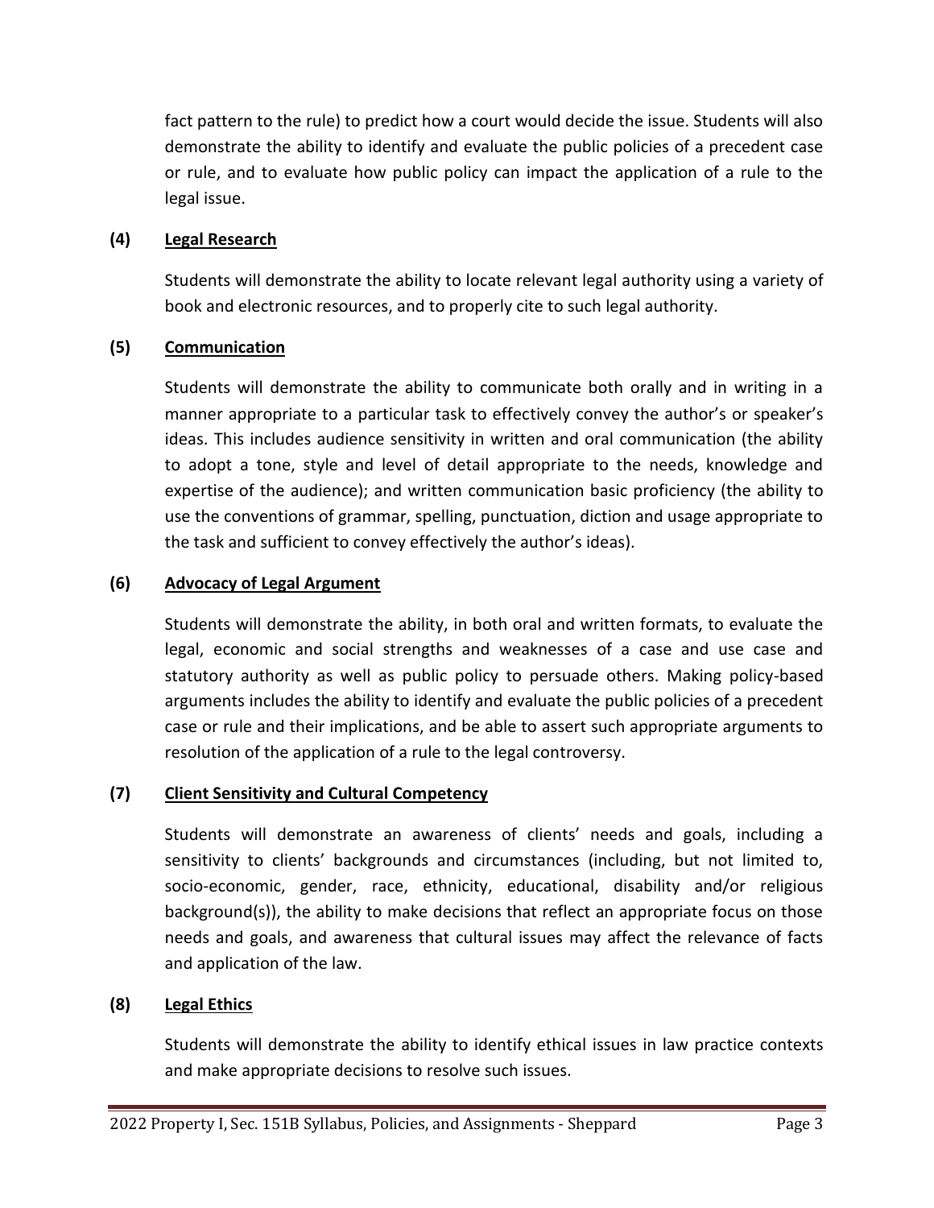fact pattern to the rule) to predict how a court would decide the issue. Students will also demonstrate the ability to identify and evaluate the public policies of a precedent case or rule, and to evaluate how public policy can impact the application of a rule to the legal issue.

**(4) Legal Research**

Students will demonstrate the ability to locate relevant legal authority using a variety of book and electronic resources, and to properly cite to such legal authority.

**(5) Communication**

Students will demonstrate the ability to communicate both orally and in writing in a manner appropriate to a particular task to effectively convey the author's or speaker's ideas. This includes audience sensitivity in written and oral communication (the ability to adopt a tone, style and level of detail appropriate to the needs, knowledge and expertise of the audience); and written communication basic proficiency (the ability to use the conventions of grammar, spelling, punctuation, diction and usage appropriate to the task and sufficient to convey effectively the author's ideas).

**(6) Advocacy of Legal Argument**

Students will demonstrate the ability, in both oral and written formats, to evaluate the legal, economic and social strengths and weaknesses of a case and use case and statutory authority as well as public policy to persuade others. Making policy-based arguments includes the ability to identify and evaluate the public policies of a precedent case or rule and their implications, and be able to assert such appropriate arguments to resolution of the application of a rule to the legal controversy.

**(7) Client Sensitivity and Cultural Competency**

Students will demonstrate an awareness of clients' needs and goals, including a sensitivity to clients' backgrounds and circumstances (including, but not limited to, socio-economic, gender, race, ethnicity, educational, disability and/or religious background(s)), the ability to make decisions that reflect an appropriate focus on those needs and goals, and awareness that cultural issues may affect the relevance of facts and application of the law.

**(8) Legal Ethics**

Students will demonstrate the ability to identify ethical issues in law practice contexts and make appropriate decisions to resolve such issues.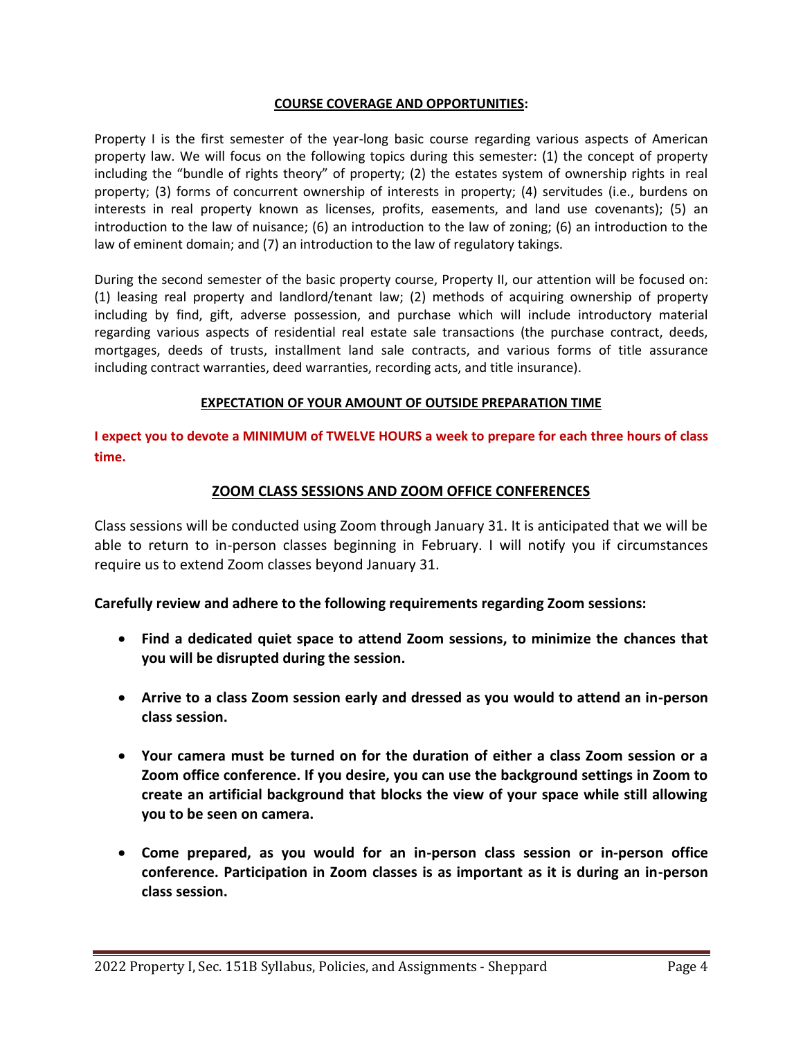## **COURSE COVERAGE AND OPPORTUNITIES:**

Property I is the first semester of the year-long basic course regarding various aspects of American property law. We will focus on the following topics during this semester: (1) the concept of property including the "bundle of rights theory" of property; (2) the estates system of ownership rights in real property; (3) forms of concurrent ownership of interests in property; (4) servitudes (i.e., burdens on interests in real property known as licenses, profits, easements, and land use covenants); (5) an introduction to the law of nuisance; (6) an introduction to the law of zoning; (6) an introduction to the law of eminent domain; and (7) an introduction to the law of regulatory takings.

During the second semester of the basic property course, Property II, our attention will be focused on: (1) leasing real property and landlord/tenant law; (2) methods of acquiring ownership of property including by find, gift, adverse possession, and purchase which will include introductory material regarding various aspects of residential real estate sale transactions (the purchase contract, deeds, mortgages, deeds of trusts, installment land sale contracts, and various forms of title assurance including contract warranties, deed warranties, recording acts, and title insurance).

## **EXPECTATION OF YOUR AMOUNT OF OUTSIDE PREPARATION TIME**

**I expect you to devote a MINIMUM of TWELVE HOURS a week to prepare for each three hours of class time.**

## **ZOOM CLASS SESSIONS AND ZOOM OFFICE CONFERENCES**

Class sessions will be conducted using Zoom through January 31. It is anticipated that we will be able to return to in-person classes beginning in February. I will notify you if circumstances require us to extend Zoom classes beyond January 31.

**Carefully review and adhere to the following requirements regarding Zoom sessions:**

- **Find a dedicated quiet space to attend Zoom sessions, to minimize the chances that you will be disrupted during the session.**
- **Arrive to a class Zoom session early and dressed as you would to attend an in-person class session.**
- **Your camera must be turned on for the duration of either a class Zoom session or a Zoom office conference. If you desire, you can use the background settings in Zoom to create an artificial background that blocks the view of your space while still allowing you to be seen on camera.**
- **Come prepared, as you would for an in-person class session or in-person office conference. Participation in Zoom classes is as important as it is during an in-person class session.**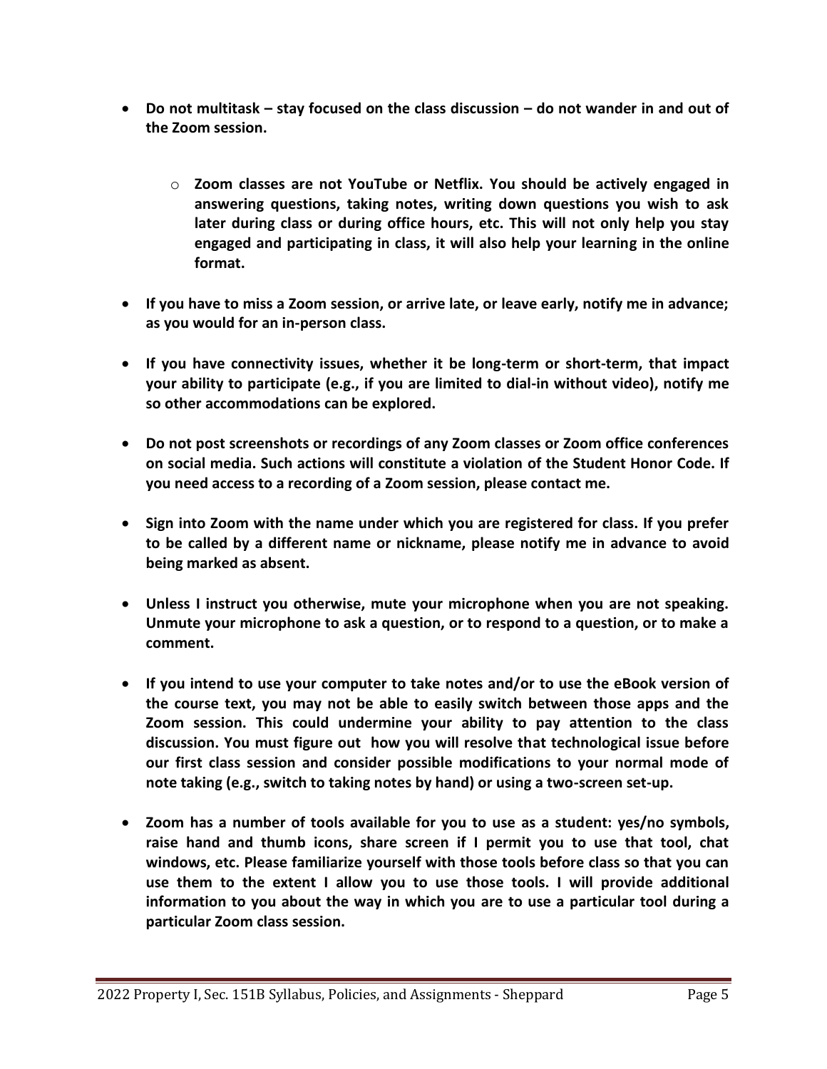- **Do not multitask – stay focused on the class discussion – do not wander in and out of the Zoom session.**

  - **Zoom classes are not YouTube or Netflix. You should be actively engaged in answering questions, taking notes, writing down questions you wish to ask later during class or during office hours, etc. This will not only help you stay engaged and participating in class, it will also help your learning in the online format.**

- **If you have to miss a Zoom session, or arrive late, or leave early, notify me in advance; as you would for an in-person class.**

- **If you have connectivity issues, whether it be long-term or short-term, that impact your ability to participate (e.g., if you are limited to dial-in without video), notify me so other accommodations can be explored.**

- **Do not post screenshots or recordings of any Zoom classes or Zoom office conferences on social media. Such actions will constitute a violation of the Student Honor Code. If you need access to a recording of a Zoom session, please contact me.**

- **Sign into Zoom with the name under which you are registered for class. If you prefer to be called by a different name or nickname, please notify me in advance to avoid being marked as absent.**

- **Unless I instruct you otherwise, mute your microphone when you are not speaking. Unmute your microphone to ask a question, or to respond to a question, or to make a comment.**

- **If you intend to use your computer to take notes and/or to use the eBook version of the course text, you may not be able to easily switch between those apps and the Zoom session. This could undermine your ability to pay attention to the class discussion. You must figure out how you will resolve that technological issue before our first class session and consider possible modifications to your normal mode of note taking (e.g., switch to taking notes by hand) or using a two-screen set-up.**

- **Zoom has a number of tools available for you to use as a student: yes/no symbols, raise hand and thumb icons, share screen if I permit you to use that tool, chat windows, etc. Please familiarize yourself with those tools before class so that you can use them to the extent I allow you to use those tools. I will provide additional information to you about the way in which you are to use a particular tool during a particular Zoom class session.**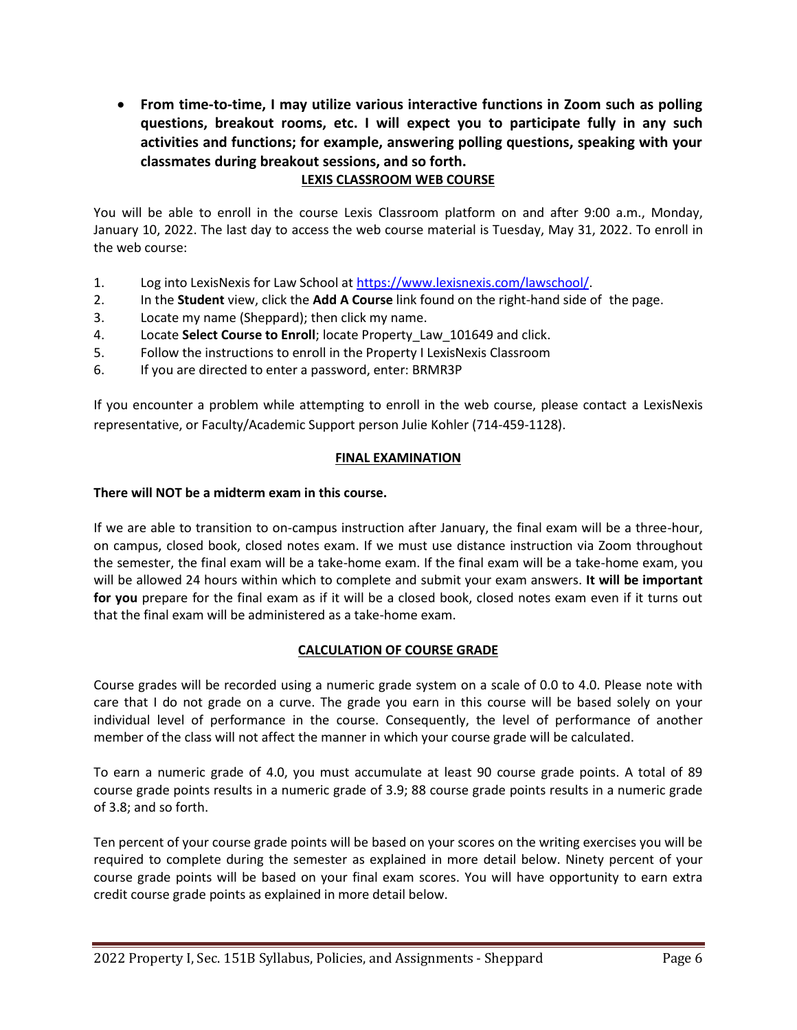- **From time-to-time, I may utilize various interactive functions in Zoom such as polling questions, breakout rooms, etc. I will expect you to participate fully in any such activities and functions; for example, answering polling questions, speaking with your classmates during breakout sessions, and so forth.**

## LEXIS CLASSROOM WEB COURSE

You will be able to enroll in the course Lexis Classroom platform on and after 9:00 a.m., Monday, January 10, 2022. The last day to access the web course material is Tuesday, May 31, 2022. To enroll in the web course:

1. Log into LexisNexis for Law School at [https://www.lexisnexis.com/lawschool/](https://www.lexisnexis.com/lawschool/).
2. In the **Student** view, click the **Add A Course** link found on the right-hand side of the page.
3. Locate my name (Sheppard); then click my name.
4. Locate **Select Course to Enroll**; locate Property_Law_101649 and click.
5. Follow the instructions to enroll in the Property I LexisNexis Classroom
6. If you are directed to enter a password, enter: BRMR3P

If you encounter a problem while attempting to enroll in the web course, please contact a LexisNexis representative, or Faculty/Academic Support person Julie Kohler (714-459-1128).

## FINAL EXAMINATION

**There will NOT be a midterm exam in this course.**

If we are able to transition to on-campus instruction after January, the final exam will be a three-hour, on campus, closed book, closed notes exam. If we must use distance instruction via Zoom throughout the semester, the final exam will be a take-home exam. If the final exam will be a take-home exam, you will be allowed 24 hours within which to complete and submit your exam answers. **It will be important for you** prepare for the final exam as if it will be a closed book, closed notes exam even if it turns out that the final exam will be administered as a take-home exam.

## CALCULATION OF COURSE GRADE

Course grades will be recorded using a numeric grade system on a scale of 0.0 to 4.0. Please note with care that I do not grade on a curve. The grade you earn in this course will be based solely on your individual level of performance in the course. Consequently, the level of performance of another member of the class will not affect the manner in which your course grade will be calculated.

To earn a numeric grade of 4.0, you must accumulate at least 90 course grade points. A total of 89 course grade points results in a numeric grade of 3.9; 88 course grade points results in a numeric grade of 3.8; and so forth.

Ten percent of your course grade points will be based on your scores on the writing exercises you will be required to complete during the semester as explained in more detail below. Ninety percent of your course grade points will be based on your final exam scores. You will have opportunity to earn extra credit course grade points as explained in more detail below.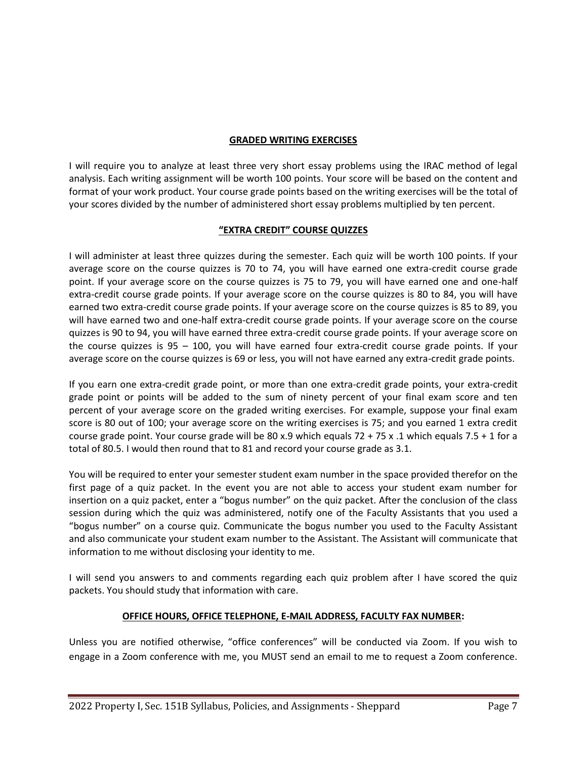## GRADED WRITING EXERCISES

I will require you to analyze at least three very short essay problems using the IRAC method of legal analysis. Each writing assignment will be worth 100 points. Your score will be based on the content and format of your work product. Your course grade points based on the writing exercises will be the total of your scores divided by the number of administered short essay problems multiplied by ten percent.

## "EXTRA CREDIT" COURSE QUIZZES

I will administer at least three quizzes during the semester. Each quiz will be worth 100 points. If your average score on the course quizzes is 70 to 74, you will have earned one extra-credit course grade point. If your average score on the course quizzes is 75 to 79, you will have earned one and one-half extra-credit course grade points. If your average score on the course quizzes is 80 to 84, you will have earned two extra-credit course grade points. If your average score on the course quizzes is 85 to 89, you will have earned two and one-half extra-credit course grade points. If your average score on the course quizzes is 90 to 94, you will have earned three extra-credit course grade points. If your average score on the course quizzes is 95 – 100, you will have earned four extra-credit course grade points. If your average score on the course quizzes is 69 or less, you will not have earned any extra-credit grade points.

If you earn one extra-credit grade point, or more than one extra-credit grade points, your extra-credit grade point or points will be added to the sum of ninety percent of your final exam score and ten percent of your average score on the graded writing exercises. For example, suppose your final exam score is 80 out of 100; your average score on the writing exercises is 75; and you earned 1 extra credit course grade point. Your course grade will be 80 x.9 which equals 72 + 75 x .1 which equals 7.5 + 1 for a total of 80.5. I would then round that to 81 and record your course grade as 3.1.

You will be required to enter your semester student exam number in the space provided therefor on the first page of a quiz packet. In the event you are not able to access your student exam number for insertion on a quiz packet, enter a "bogus number" on the quiz packet. After the conclusion of the class session during which the quiz was administered, notify one of the Faculty Assistants that you used a "bogus number" on a course quiz. Communicate the bogus number you used to the Faculty Assistant and also communicate your student exam number to the Assistant. The Assistant will communicate that information to me without disclosing your identity to me.

I will send you answers to and comments regarding each quiz problem after I have scored the quiz packets. You should study that information with care.

## OFFICE HOURS, OFFICE TELEPHONE, E-MAIL ADDRESS, FACULTY FAX NUMBER:

Unless you are notified otherwise, "office conferences" will be conducted via Zoom. If you wish to engage in a Zoom conference with me, you MUST send an email to me to request a Zoom conference.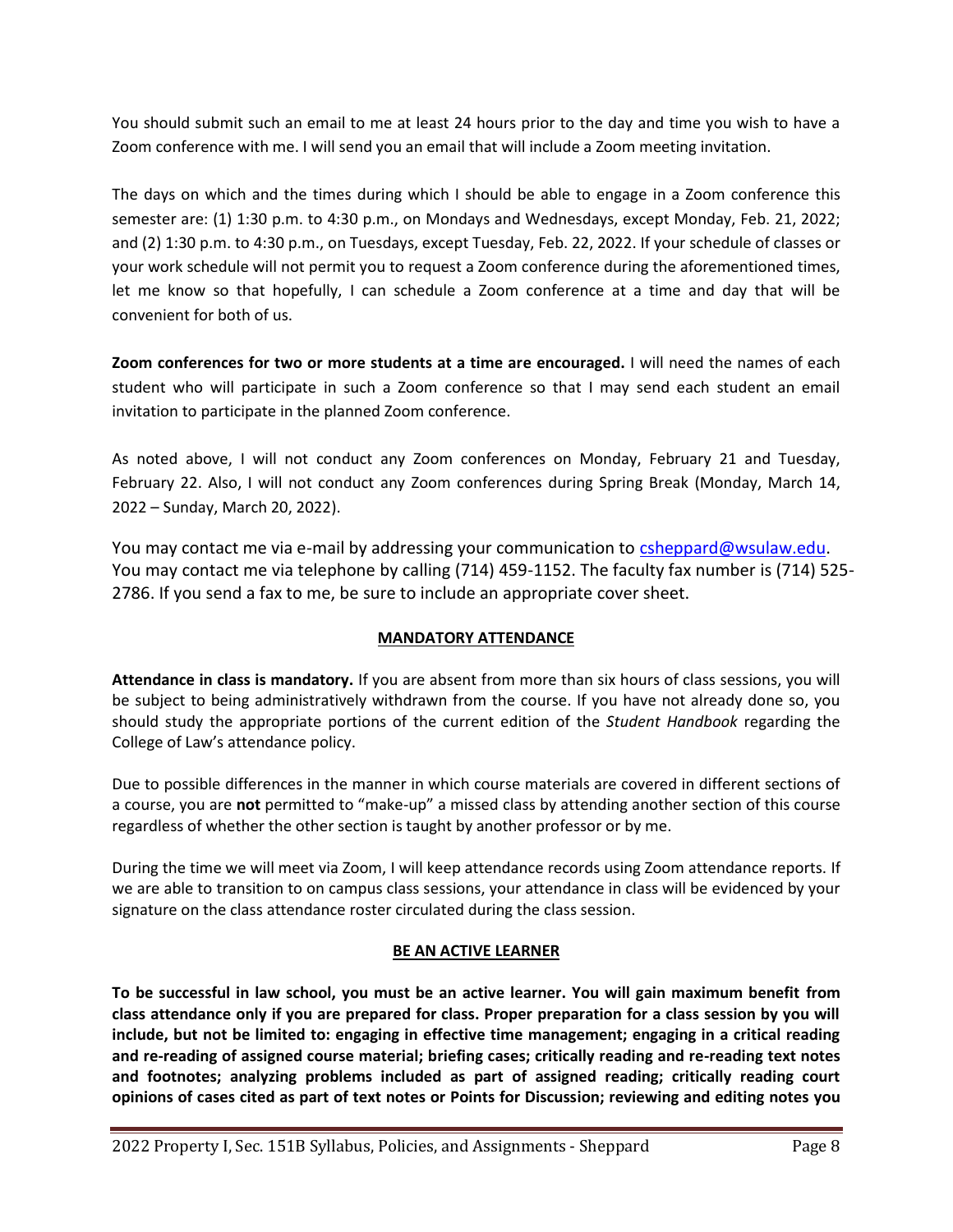You should submit such an email to me at least 24 hours prior to the day and time you wish to have a Zoom conference with me. I will send you an email that will include a Zoom meeting invitation.

The days on which and the times during which I should be able to engage in a Zoom conference this semester are: (1) 1:30 p.m. to 4:30 p.m., on Mondays and Wednesdays, except Monday, Feb. 21, 2022; and (2) 1:30 p.m. to 4:30 p.m., on Tuesdays, except Tuesday, Feb. 22, 2022. If your schedule of classes or your work schedule will not permit you to request a Zoom conference during the aforementioned times, let me know so that hopefully, I can schedule a Zoom conference at a time and day that will be convenient for both of us.

**Zoom conferences for two or more students at a time are encouraged.** I will need the names of each student who will participate in such a Zoom conference so that I may send each student an email invitation to participate in the planned Zoom conference.

As noted above, I will not conduct any Zoom conferences on Monday, February 21 and Tuesday, February 22. Also, I will not conduct any Zoom conferences during Spring Break (Monday, March 14, 2022 – Sunday, March 20, 2022).

You may contact me via e-mail by addressing your communication to csheppard@wsulaw.edu. You may contact me via telephone by calling (714) 459-1152. The faculty fax number is (714) 525-2786. If you send a fax to me, be sure to include an appropriate cover sheet.

## MANDATORY ATTENDANCE

**Attendance in class is mandatory.** If you are absent from more than six hours of class sessions, you will be subject to being administratively withdrawn from the course. If you have not already done so, you should study the appropriate portions of the current edition of the *Student Handbook* regarding the College of Law's attendance policy.

Due to possible differences in the manner in which course materials are covered in different sections of a course, you are **not** permitted to "make-up" a missed class by attending another section of this course regardless of whether the other section is taught by another professor or by me.

During the time we will meet via Zoom, I will keep attendance records using Zoom attendance reports. If we are able to transition to on campus class sessions, your attendance in class will be evidenced by your signature on the class attendance roster circulated during the class session.

## BE AN ACTIVE LEARNER

**To be successful in law school, you must be an active learner. You will gain maximum benefit from class attendance only if you are prepared for class. Proper preparation for a class session by you will include, but not be limited to: engaging in effective time management; engaging in a critical reading and re-reading of assigned course material; briefing cases; critically reading and re-reading text notes and footnotes; analyzing problems included as part of assigned reading; critically reading court opinions of cases cited as part of text notes or Points for Discussion; reviewing and editing notes you**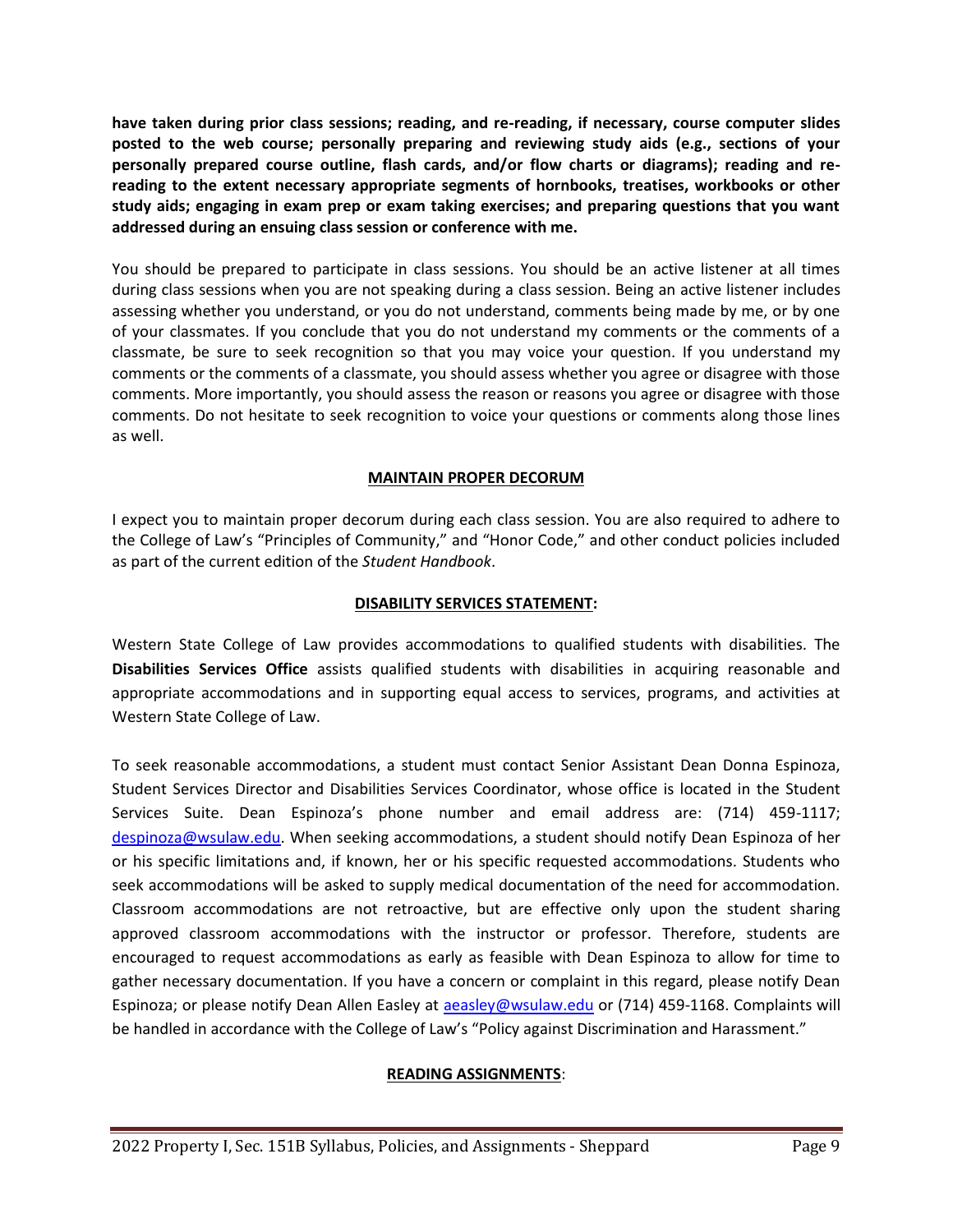**have taken during prior class sessions; reading, and re-reading, if necessary, course computer slides posted to the web course; personally preparing and reviewing study aids (e.g., sections of your personally prepared course outline, flash cards, and/or flow charts or diagrams); reading and re-reading to the extent necessary appropriate segments of hornbooks, treatises, workbooks or other study aids; engaging in exam prep or exam taking exercises; and preparing questions that you want addressed during an ensuing class session or conference with me.**

You should be prepared to participate in class sessions. You should be an active listener at all times during class sessions when you are not speaking during a class session. Being an active listener includes assessing whether you understand, or you do not understand, comments being made by me, or by one of your classmates. If you conclude that you do not understand my comments or the comments of a classmate, be sure to seek recognition so that you may voice your question. If you understand my comments or the comments of a classmate, you should assess whether you agree or disagree with those comments. More importantly, you should assess the reason or reasons you agree or disagree with those comments. Do not hesitate to seek recognition to voice your questions or comments along those lines as well.

## MAINTAIN PROPER DECORUM

I expect you to maintain proper decorum during each class session. You are also required to adhere to the College of Law's "Principles of Community," and "Honor Code," and other conduct policies included as part of the current edition of the *Student Handbook*.

## DISABILITY SERVICES STATEMENT:

Western State College of Law provides accommodations to qualified students with disabilities. The **Disabilities Services Office** assists qualified students with disabilities in acquiring reasonable and appropriate accommodations and in supporting equal access to services, programs, and activities at Western State College of Law.

To seek reasonable accommodations, a student must contact Senior Assistant Dean Donna Espinoza, Student Services Director and Disabilities Services Coordinator, whose office is located in the Student Services Suite. Dean Espinoza's phone number and email address are: (714) 459-1117; despinoza@wsulaw.edu. When seeking accommodations, a student should notify Dean Espinoza of her or his specific limitations and, if known, her or his specific requested accommodations. Students who seek accommodations will be asked to supply medical documentation of the need for accommodation. Classroom accommodations are not retroactive, but are effective only upon the student sharing approved classroom accommodations with the instructor or professor. Therefore, students are encouraged to request accommodations as early as feasible with Dean Espinoza to allow for time to gather necessary documentation. If you have a concern or complaint in this regard, please notify Dean Espinoza; or please notify Dean Allen Easley at aeasley@wsulaw.edu or (714) 459-1168. Complaints will be handled in accordance with the College of Law's "Policy against Discrimination and Harassment."

## READING ASSIGNMENTS: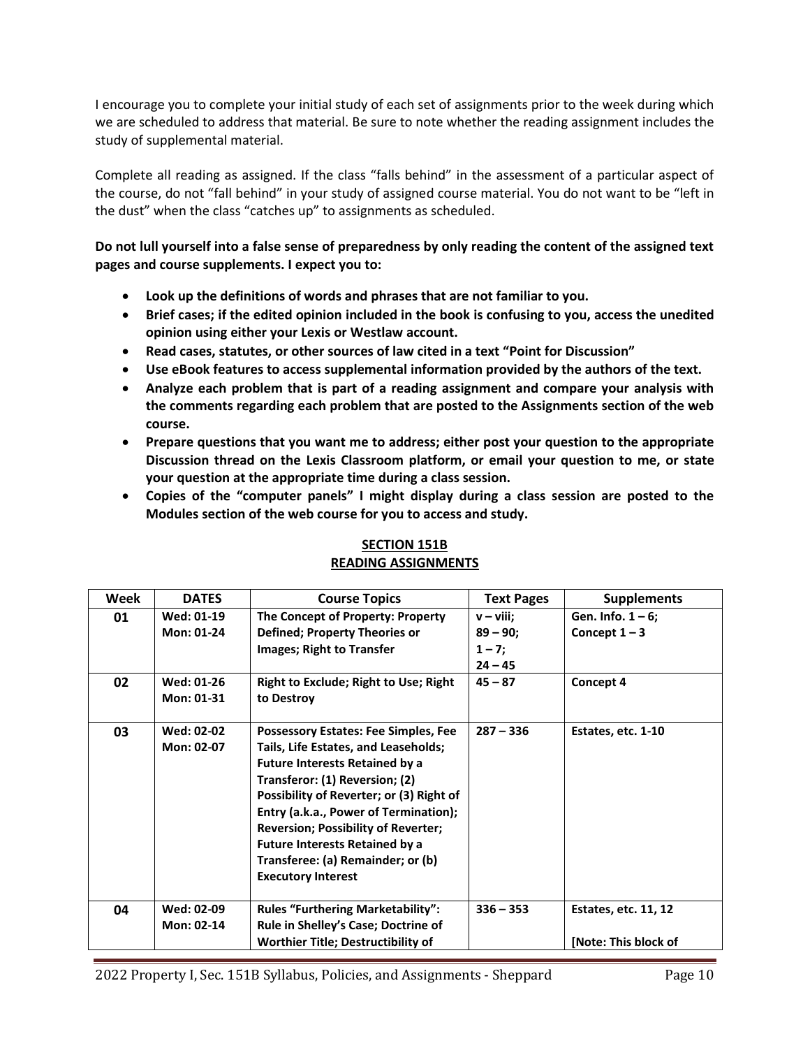I encourage you to complete your initial study of each set of assignments prior to the week during which we are scheduled to address that material. Be sure to note whether the reading assignment includes the study of supplemental material.

Complete all reading as assigned. If the class "falls behind" in the assessment of a particular aspect of the course, do not "fall behind" in your study of assigned course material. You do not want to be "left in the dust" when the class "catches up" to assignments as scheduled.

**Do not lull yourself into a false sense of preparedness by only reading the content of the assigned text pages and course supplements. I expect you to:**

- **Look up the definitions of words and phrases that are not familiar to you.**
- **Brief cases; if the edited opinion included in the book is confusing to you, access the unedited opinion using either your Lexis or Westlaw account.**
- **Read cases, statutes, or other sources of law cited in a text "Point for Discussion"**
- **Use eBook features to access supplemental information provided by the authors of the text.**
- **Analyze each problem that is part of a reading assignment and compare your analysis with the comments regarding each problem that are posted to the Assignments section of the web course.**
- **Prepare questions that you want me to address; either post your question to the appropriate Discussion thread on the Lexis Classroom platform, or email your question to me, or state your question at the appropriate time during a class session.**
- **Copies of the "computer panels" I might display during a class session are posted to the Modules section of the web course for you to access and study.**

## SECTION 151B
## READING ASSIGNMENTS

| Week | DATES | Course Topics | Text Pages | Supplements |
|---|---|---|---|---|
| **01** | **Wed: 01-19**<br>**Mon: 01-24** | **The Concept of Property: Property Defined; Property Theories or Images; Right to Transfer** | **v – viii;**<br>**89 – 90;**<br>**1 – 7;**<br>**24 – 45** | **Gen. Info. 1 – 6;**<br>**Concept 1 – 3** |
| **02** | **Wed: 01-26**<br>**Mon: 01-31** | **Right to Exclude; Right to Use; Right to Destroy** | **45 – 87** | **Concept 4** |
| **03** | **Wed: 02-02**<br>**Mon: 02-07** | **Possessory Estates: Fee Simples, Fee Tails, Life Estates, and Leaseholds; Future Interests Retained by a Transferor: (1) Reversion; (2) Possibility of Reverter; or (3) Right of Entry (a.k.a., Power of Termination); Reversion; Possibility of Reverter; Future Interests Retained by a Transferee: (a) Remainder; or (b) Executory Interest** | **287 – 336** | **Estates, etc. 1-10** |
| **04** | **Wed: 02-09**<br>**Mon: 02-14** | **Rules "Furthering Marketability": Rule in Shelley's Case; Doctrine of Worthier Title; Destructibility of** | **336 – 353** | **Estates, etc. 11, 12**<br><br>**[Note: This block of** |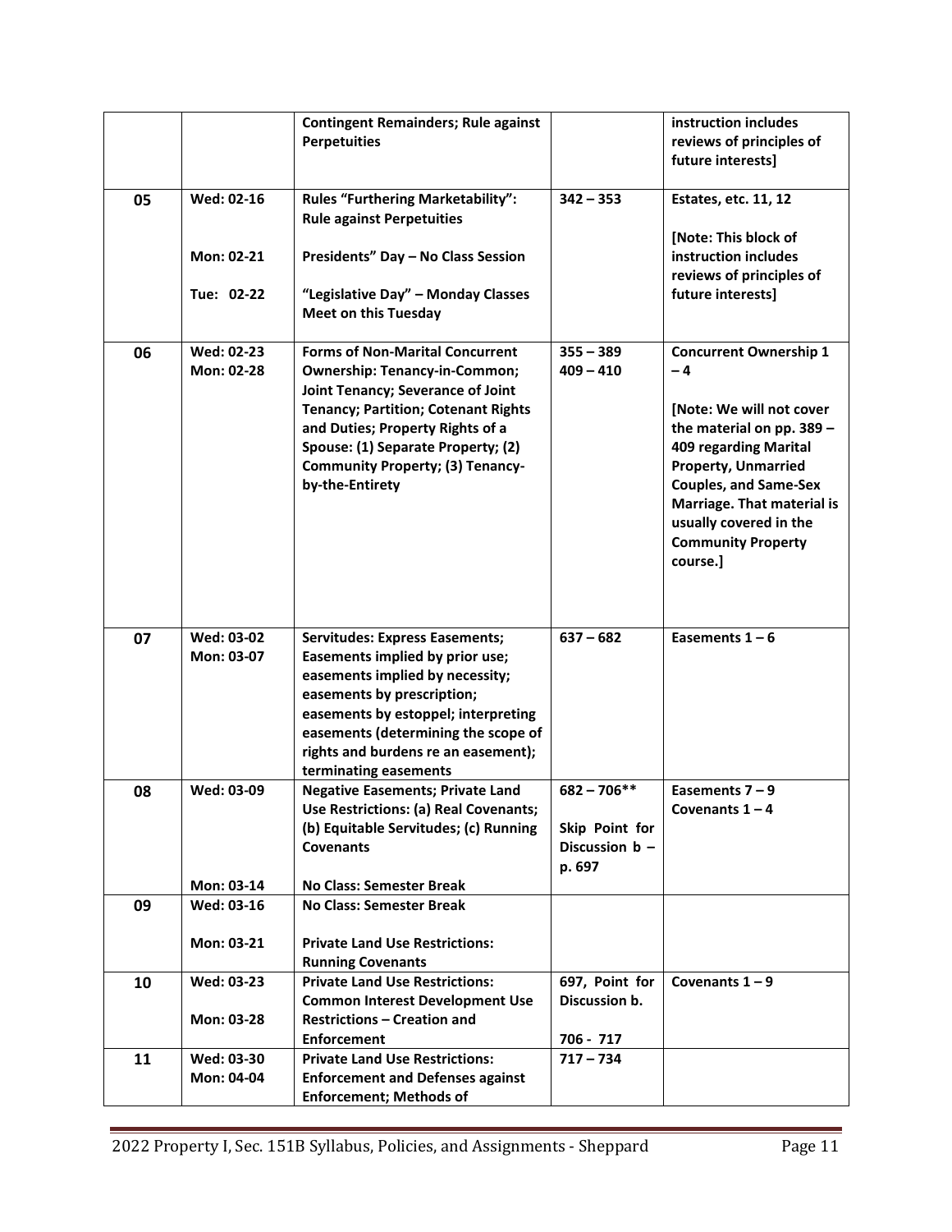| | | | | |
|---|---|---|---|---|
| | | **Contingent Remainders; Rule against Perpetuities** | | **instruction includes reviews of principles of future interests]** |
| **05** | **Wed: 02-16**<br><br>**Mon: 02-21**<br><br>**Tue: 02-22** | **Rules "Furthering Marketability": Rule against Perpetuities**<br><br>**Presidents" Day – No Class Session**<br><br>**"Legislative Day" – Monday Classes Meet on this Tuesday** | **342 – 353** | **Estates, etc. 11, 12**<br><br>**[Note: This block of instruction includes reviews of principles of future interests]** |
| **06** | **Wed: 02-23**<br>**Mon: 02-28** | **Forms of Non-Marital Concurrent Ownership: Tenancy-in-Common; Joint Tenancy; Severance of Joint Tenancy; Partition; Cotenant Rights and Duties; Property Rights of a Spouse: (1) Separate Property; (2) Community Property; (3) Tenancy-by-the-Entirety** | **355 – 389**<br>**409 – 410** | **Concurrent Ownership 1 – 4**<br><br>**[Note: We will not cover the material on pp. 389 – 409 regarding Marital Property, Unmarried Couples, and Same-Sex Marriage. That material is usually covered in the Community Property course.]** |
| **07** | **Wed: 03-02**<br>**Mon: 03-07** | **Servitudes: Express Easements; Easements implied by prior use; easements implied by necessity; easements by prescription; easements by estoppel; interpreting easements (determining the scope of rights and burdens re an easement); terminating easements** | **637 – 682** | **Easements 1 – 6** |
| **08** | **Wed: 03-09**<br><br><br>**Mon: 03-14** | **Negative Easements; Private Land Use Restrictions: (a) Real Covenants; (b) Equitable Servitudes; (c) Running Covenants**<br><br>**No Class: Semester Break** | **682 – 706****<br><br>**Skip Point for Discussion b – p. 697** | **Easements 7 – 9**<br>**Covenants 1 – 4** |
| **09** | **Wed: 03-16**<br><br>**Mon: 03-21** | **No Class: Semester Break**<br><br>**Private Land Use Restrictions: Running Covenants** | | |
| **10** | **Wed: 03-23**<br><br>**Mon: 03-28** | **Private Land Use Restrictions: Common Interest Development Use Restrictions – Creation and Enforcement** | **697, Point for Discussion b.**<br><br>**706 - 717** | **Covenants 1 – 9** |
| **11** | **Wed: 03-30**<br>**Mon: 04-04** | **Private Land Use Restrictions: Enforcement and Defenses against Enforcement; Methods of** | **717 – 734** | |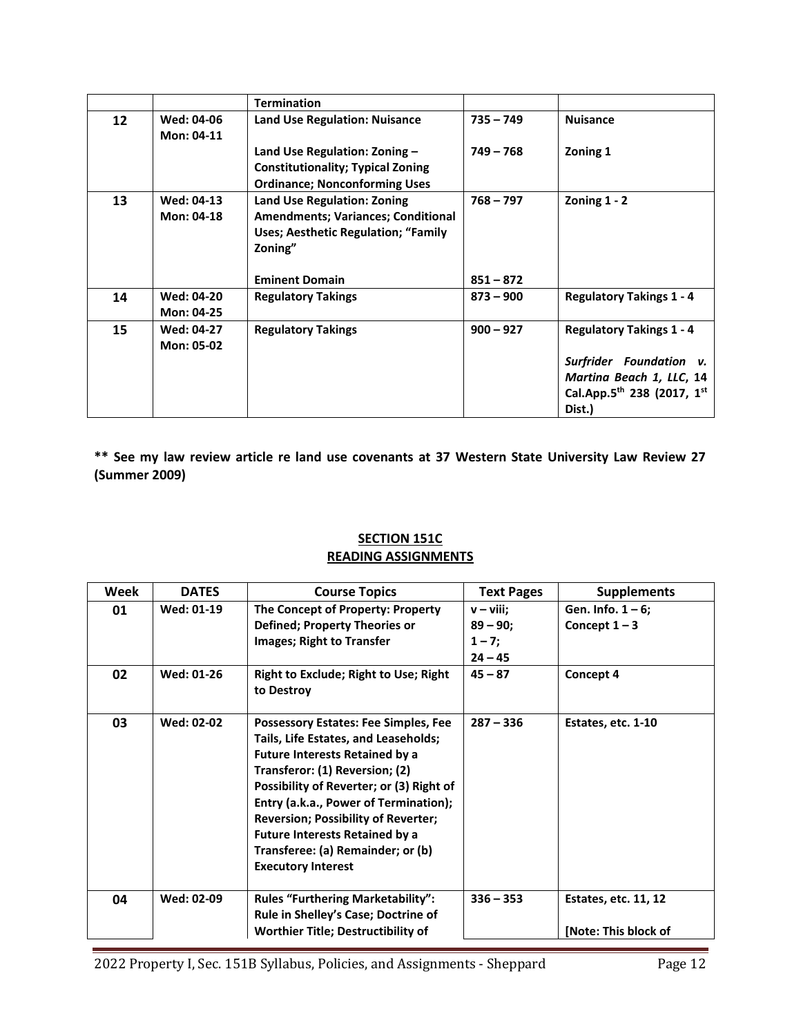|  |  | **Termination** |  |  |
|---|---|---|---|---|
| **12** | **Wed: 04-06** **Mon: 04-11** | **Land Use Regulation: Nuisance** **Land Use Regulation: Zoning – Constitutionality; Typical Zoning Ordinance; Nonconforming Uses** | **735 – 749** **749 – 768** | **Nuisance** **Zoning 1** |
| **13** | **Wed: 04-13** **Mon: 04-18** | **Land Use Regulation: Zoning Amendments; Variances; Conditional Uses; Aesthetic Regulation; "Family Zoning"** **Eminent Domain** | **768 – 797** **851 – 872** | **Zoning 1 - 2** |
| **14** | **Wed: 04-20** **Mon: 04-25** | **Regulatory Takings** | **873 – 900** | **Regulatory Takings 1 - 4** |
| **15** | **Wed: 04-27** **Mon: 05-02** | **Regulatory Takings** | **900 – 927** | **Regulatory Takings 1 - 4** ***Surfrider Foundation v. Martina Beach 1, LLC*, 14 Cal.App.5th 238 (2017, 1st Dist.)** |

**** See my law review article re land use covenants at 37 Western State University Law Review 27 (Summer 2009)**

## SECTION 151C
## READING ASSIGNMENTS

| Week | DATES | Course Topics | Text Pages | Supplements |
|---|---|---|---|---|
| **01** | **Wed: 01-19** | **The Concept of Property: Property Defined; Property Theories or Images; Right to Transfer** | **v – viii; 89 – 90; 1 – 7; 24 – 45** | **Gen. Info. 1 – 6; Concept 1 – 3** |
| **02** | **Wed: 01-26** | **Right to Exclude; Right to Use; Right to Destroy** | **45 – 87** | **Concept 4** |
| **03** | **Wed: 02-02** | **Possessory Estates: Fee Simples, Fee Tails, Life Estates, and Leaseholds; Future Interests Retained by a Transferor: (1) Reversion; (2) Possibility of Reverter; or (3) Right of Entry (a.k.a., Power of Termination); Reversion; Possibility of Reverter; Future Interests Retained by a Transferee: (a) Remainder; or (b) Executory Interest** | **287 – 336** | **Estates, etc. 1-10** |
| **04** | **Wed: 02-09** | **Rules "Furthering Marketability": Rule in Shelley's Case; Doctrine of Worthier Title; Destructibility of** | **336 – 353** | **Estates, etc. 11, 12** **[Note: This block of** |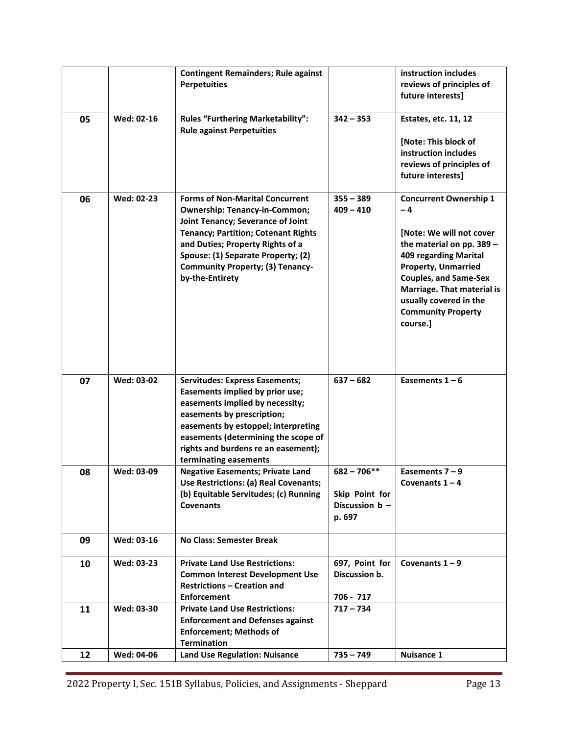| | | | | |
|---|---|---|---|---|
| | | **Contingent Remainders; Rule against Perpetuities** | | **instruction includes reviews of principles of future interests]** |
| **05** | **Wed: 02-16** | **Rules "Furthering Marketability": Rule against Perpetuities** | **342 – 353** | **Estates, etc. 11, 12**<br><br>**[Note: This block of instruction includes reviews of principles of future interests]** |
| **06** | **Wed: 02-23** | **Forms of Non-Marital Concurrent Ownership: Tenancy-in-Common; Joint Tenancy; Severance of Joint Tenancy; Partition; Cotenant Rights and Duties; Property Rights of a Spouse: (1) Separate Property; (2) Community Property; (3) Tenancy-by-the-Entirety** | **355 – 389**<br>**409 – 410** | **Concurrent Ownership 1 – 4**<br><br>**[Note: We will not cover the material on pp. 389 – 409 regarding Marital Property, Unmarried Couples, and Same-Sex Marriage. That material is usually covered in the Community Property course.]** |
| **07** | **Wed: 03-02** | **Servitudes: Express Easements; Easements implied by prior use; easements implied by necessity; easements by prescription; easements by estoppel; interpreting easements (determining the scope of rights and burdens re an easement); terminating easements** | **637 – 682** | **Easements 1 – 6** |
| **08** | **Wed: 03-09** | **Negative Easements; Private Land Use Restrictions: (a) Real Covenants; (b) Equitable Servitudes; (c) Running Covenants** | **682 – 706****<br><br>**Skip Point for Discussion b – p. 697** | **Easements 7 – 9**<br>**Covenants 1 – 4** |
| **09** | **Wed: 03-16** | **No Class: Semester Break** | | |
| **10** | **Wed: 03-23** | **Private Land Use Restrictions: Common Interest Development Use Restrictions – Creation and Enforcement** | **697, Point for Discussion b.**<br><br>**706 - 717** | **Covenants 1 – 9** |
| **11** | **Wed: 03-30** | **Private Land Use Restrictions: Enforcement and Defenses against Enforcement; Methods of Termination** | **717 – 734** | |
| **12** | **Wed: 04-06** | **Land Use Regulation: Nuisance** | **735 – 749** | **Nuisance 1** |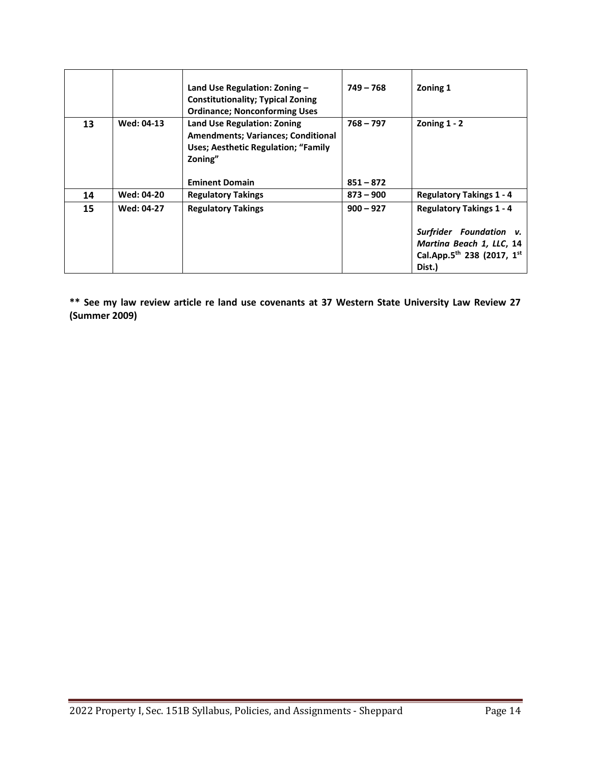| | | | | |
|---|---|---|---|---|
| | | **Land Use Regulation: Zoning – Constitutionality; Typical Zoning Ordinance; Nonconforming Uses** | **749 – 768** | **Zoning 1** |
| **13** | **Wed: 04-13** | **Land Use Regulation: Zoning Amendments; Variances; Conditional Uses; Aesthetic Regulation; "Family Zoning"**<br><br>**Eminent Domain** | **768 – 797**<br><br>**851 – 872** | **Zoning 1 - 2** |
| **14** | **Wed: 04-20** | **Regulatory Takings** | **873 – 900** | **Regulatory Takings 1 - 4** |
| **15** | **Wed: 04-27** | **Regulatory Takings** | **900 – 927** | **Regulatory Takings 1 - 4**<br><br>***Surfrider Foundation v. Martina Beach 1, LLC*, 14 Cal.App.5th 238 (2017, 1st Dist.)** |

**** See my law review article re land use covenants at 37 Western State University Law Review 27 (Summer 2009)**